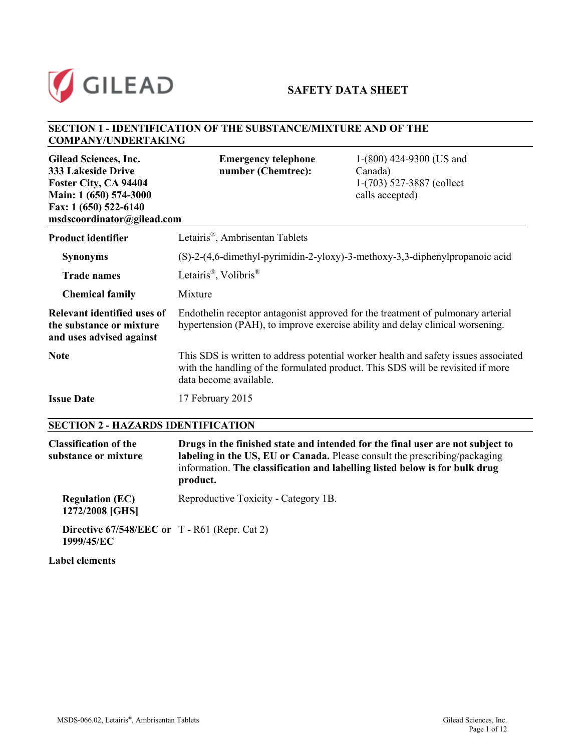GILEAD

# SAFETY DATA SHEET

## SECTION 1 - IDENTIFICATION OF THE SUBSTANCE/MIXTURE AND OF THE COMPANY/UNDERTAKING

**Gilead Sciences, Inc.**
**333 Lakeside Drive**
**Foster City, CA 94404**
**Main: 1 (650) 574-3000**
**Fax: 1 (650) 522-6140**
**msdscoordinator@gilead.com**

**Emergency telephone number (Chemtrec):** 1-(800) 424-9300 (US and Canada)
1-(703) 527-3887 (collect calls accepted)

**Product identifier** Letairis®, Ambrisentan Tablets

**Synonyms** (S)-2-(4,6-dimethyl-pyrimidin-2-yloxy)-3-methoxy-3,3-diphenylpropanoic acid

**Trade names** Letairis®, Volibris®

**Chemical family** Mixture

**Relevant identified uses of the substance or mixture and uses advised against** Endothelin receptor antagonist approved for the treatment of pulmonary arterial hypertension (PAH), to improve exercise ability and delay clinical worsening.

**Note** This SDS is written to address potential worker health and safety issues associated with the handling of the formulated product. This SDS will be revisited if more data become available.

**Issue Date** 17 February 2015

## SECTION 2 - HAZARDS IDENTIFICATION

**Classification of the substance or mixture** **Drugs in the finished state and intended for the final user are not subject to labeling in the US, EU or Canada.** Please consult the prescribing/packaging information. **The classification and labelling listed below is for bulk drug product.**

**Regulation (EC) 1272/2008 [GHS]** Reproductive Toxicity - Category 1B.

**Directive 67/548/EEC or 1999/45/EC** T - R61 (Repr. Cat 2)

**Label elements**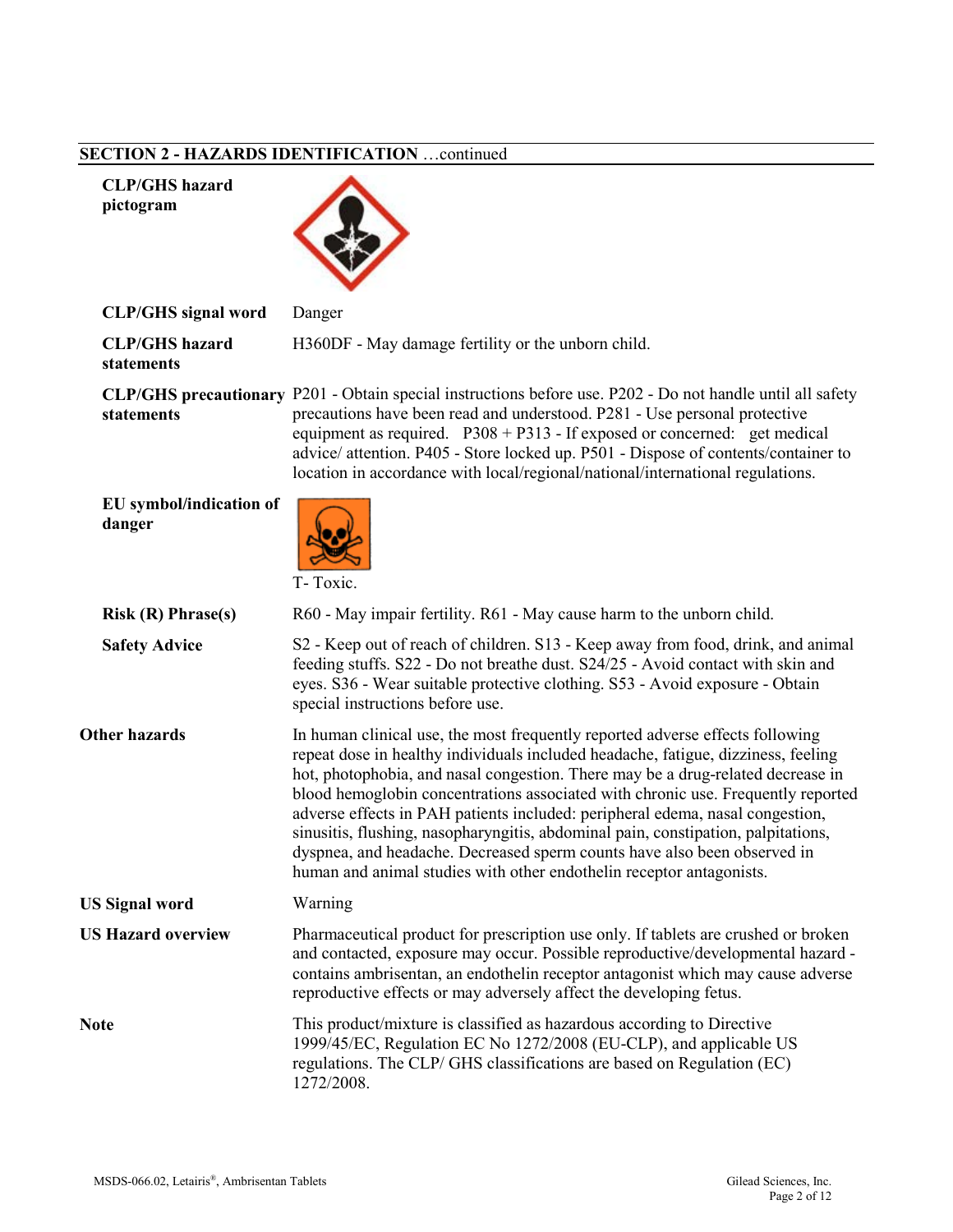## SECTION 2 - HAZARDS IDENTIFICATION …continued

**CLP/GHS hazard pictogram**

**CLP/GHS signal word** Danger

**CLP/GHS hazard statements** H360DF - May damage fertility or the unborn child.

**CLP/GHS precautionary statements** P201 - Obtain special instructions before use. P202 - Do not handle until all safety precautions have been read and understood. P281 - Use personal protective equipment as required. P308 + P313 - If exposed or concerned: get medical advice/ attention. P405 - Store locked up. P501 - Dispose of contents/container to location in accordance with local/regional/national/international regulations.

**EU symbol/indication of danger**

T- Toxic.

**Risk (R) Phrase(s)** R60 - May impair fertility. R61 - May cause harm to the unborn child.

**Safety Advice** S2 - Keep out of reach of children. S13 - Keep away from food, drink, and animal feeding stuffs. S22 - Do not breathe dust. S24/25 - Avoid contact with skin and eyes. S36 - Wear suitable protective clothing. S53 - Avoid exposure - Obtain special instructions before use.

**Other hazards** In human clinical use, the most frequently reported adverse effects following repeat dose in healthy individuals included headache, fatigue, dizziness, feeling hot, photophobia, and nasal congestion. There may be a drug-related decrease in blood hemoglobin concentrations associated with chronic use. Frequently reported adverse effects in PAH patients included: peripheral edema, nasal congestion, sinusitis, flushing, nasopharyngitis, abdominal pain, constipation, palpitations, dyspnea, and headache. Decreased sperm counts have also been observed in human and animal studies with other endothelin receptor antagonists.

**US Signal word** Warning

**US Hazard overview** Pharmaceutical product for prescription use only. If tablets are crushed or broken and contacted, exposure may occur. Possible reproductive/developmental hazard - contains ambrisentan, an endothelin receptor antagonist which may cause adverse reproductive effects or may adversely affect the developing fetus.

**Note** This product/mixture is classified as hazardous according to Directive 1999/45/EC, Regulation EC No 1272/2008 (EU-CLP), and applicable US regulations. The CLP/ GHS classifications are based on Regulation (EC) 1272/2008.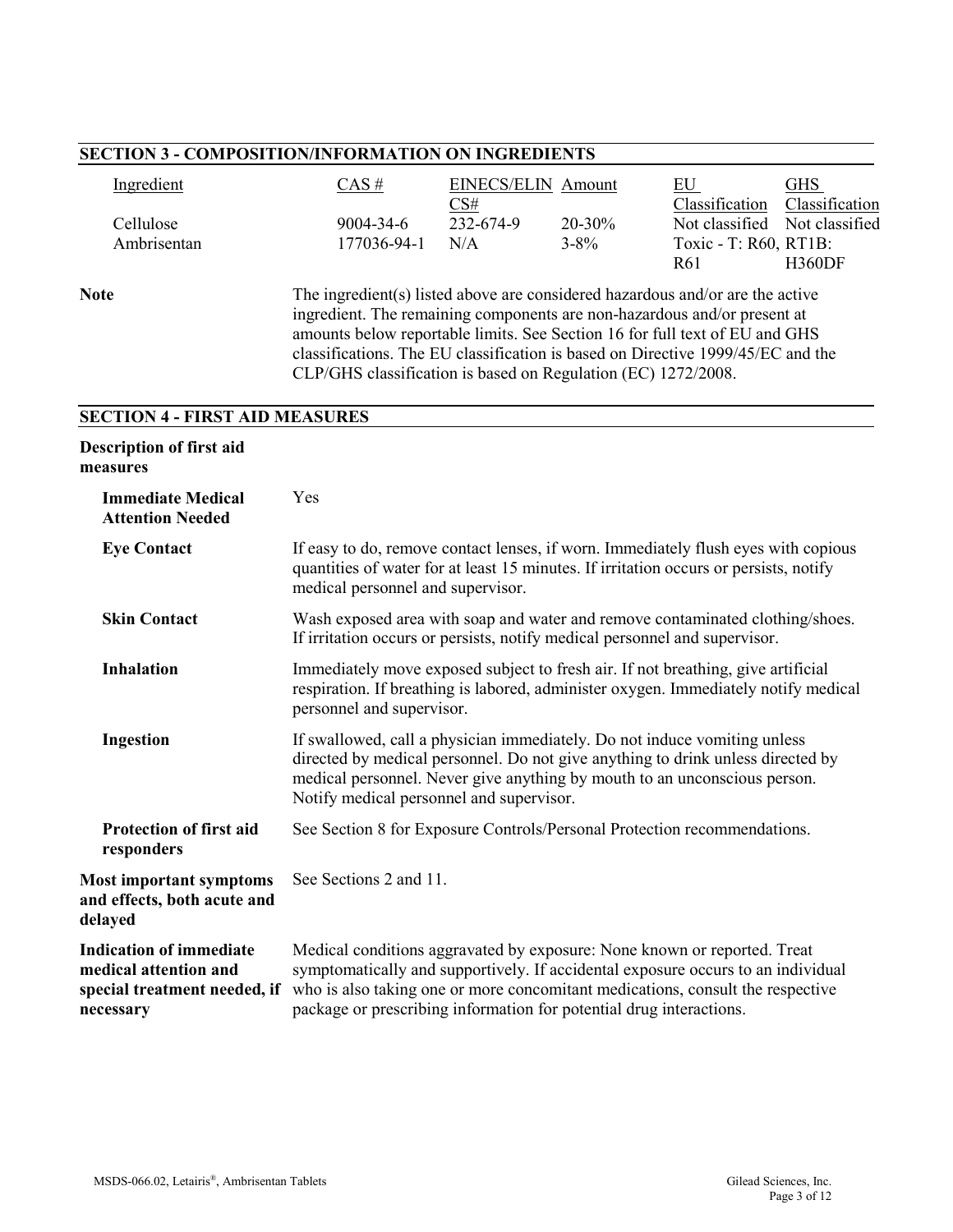## SECTION 3 - COMPOSITION/INFORMATION ON INGREDIENTS

| Ingredient | CAS # | EINECS/ELINCS# | Amount | EU Classification | GHS Classification |
|---|---|---|---|---|---|
| Cellulose | 9004-34-6 | 232-674-9 | 20-30% | Not classified | Not classified |
| Ambrisentan | 177036-94-1 | N/A | 3-8% | Toxic - T: R60, R61 | RT1B: H360DF |

**Note** The ingredient(s) listed above are considered hazardous and/or are the active ingredient. The remaining components are non-hazardous and/or present at amounts below reportable limits. See Section 16 for full text of EU and GHS classifications. The EU classification is based on Directive 1999/45/EC and the CLP/GHS classification is based on Regulation (EC) 1272/2008.

## SECTION 4 - FIRST AID MEASURES

**Description of first aid measures**

**Immediate Medical Attention Needed** Yes

**Eye Contact** If easy to do, remove contact lenses, if worn. Immediately flush eyes with copious quantities of water for at least 15 minutes. If irritation occurs or persists, notify medical personnel and supervisor.

**Skin Contact** Wash exposed area with soap and water and remove contaminated clothing/shoes. If irritation occurs or persists, notify medical personnel and supervisor.

**Inhalation** Immediately move exposed subject to fresh air. If not breathing, give artificial respiration. If breathing is labored, administer oxygen. Immediately notify medical personnel and supervisor.

**Ingestion** If swallowed, call a physician immediately. Do not induce vomiting unless directed by medical personnel. Do not give anything to drink unless directed by medical personnel. Never give anything by mouth to an unconscious person. Notify medical personnel and supervisor.

**Protection of first aid responders** See Section 8 for Exposure Controls/Personal Protection recommendations.

**Most important symptoms and effects, both acute and delayed** See Sections 2 and 11.

**Indication of immediate medical attention and special treatment needed, if necessary** Medical conditions aggravated by exposure: None known or reported. Treat symptomatically and supportively. If accidental exposure occurs to an individual who is also taking one or more concomitant medications, consult the respective package or prescribing information for potential drug interactions.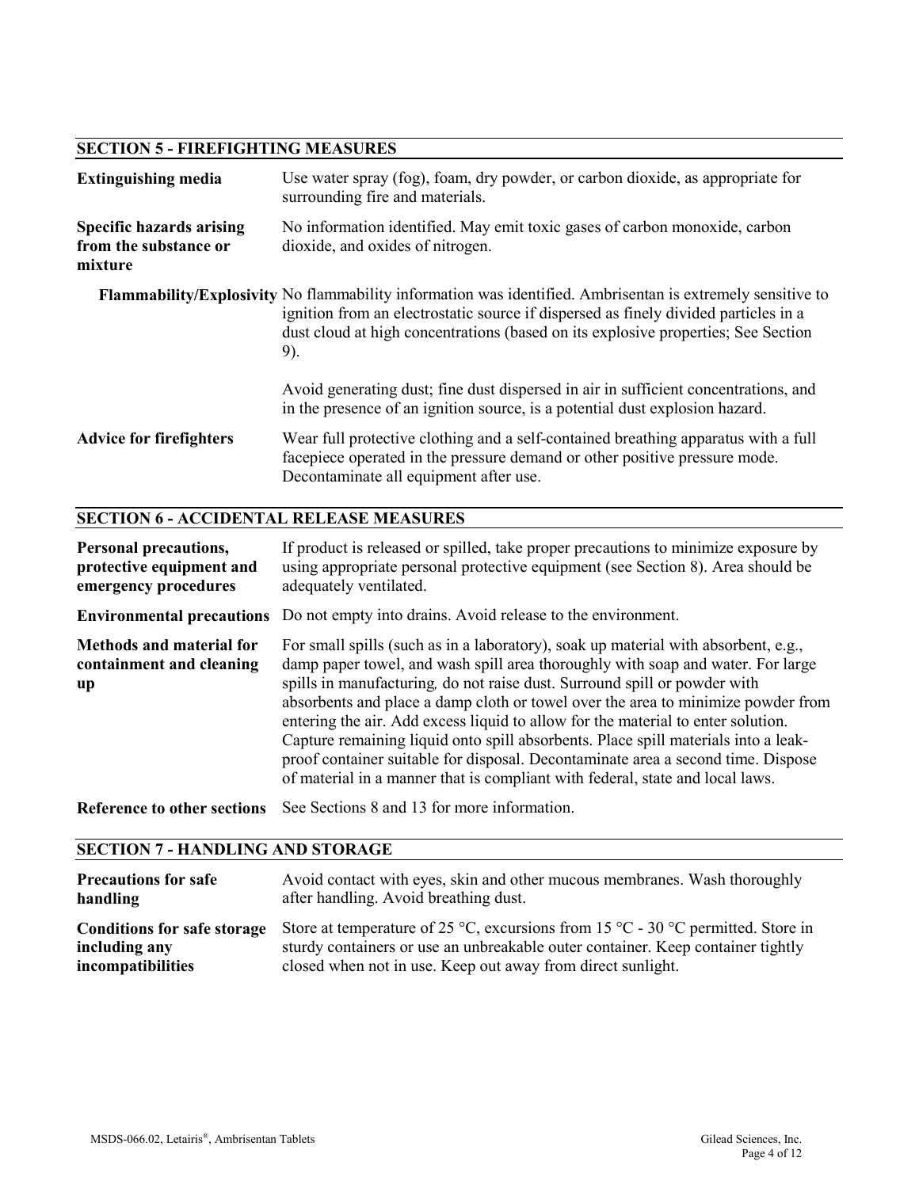## SECTION 5 - FIREFIGHTING MEASURES

**Extinguishing media**
Use water spray (fog), foam, dry powder, or carbon dioxide, as appropriate for surrounding fire and materials.

**Specific hazards arising from the substance or mixture**
No information identified. May emit toxic gases of carbon monoxide, carbon dioxide, and oxides of nitrogen.

**Flammability/Explosivity**
No flammability information was identified. Ambrisentan is extremely sensitive to ignition from an electrostatic source if dispersed as finely divided particles in a dust cloud at high concentrations (based on its explosive properties; See Section 9).

Avoid generating dust; fine dust dispersed in air in sufficient concentrations, and in the presence of an ignition source, is a potential dust explosion hazard.

**Advice for firefighters**
Wear full protective clothing and a self-contained breathing apparatus with a full facepiece operated in the pressure demand or other positive pressure mode. Decontaminate all equipment after use.

## SECTION 6 - ACCIDENTAL RELEASE MEASURES

**Personal precautions, protective equipment and emergency procedures**
If product is released or spilled, take proper precautions to minimize exposure by using appropriate personal protective equipment (see Section 8). Area should be adequately ventilated.

**Environmental precautions**
Do not empty into drains. Avoid release to the environment.

**Methods and material for containment and cleaning up**
For small spills (such as in a laboratory), soak up material with absorbent, e.g., damp paper towel, and wash spill area thoroughly with soap and water. For large spills in manufacturing, do not raise dust. Surround spill or powder with absorbents and place a damp cloth or towel over the area to minimize powder from entering the air. Add excess liquid to allow for the material to enter solution. Capture remaining liquid onto spill absorbents. Place spill materials into a leak-proof container suitable for disposal. Decontaminate area a second time. Dispose of material in a manner that is compliant with federal, state and local laws.

**Reference to other sections**
See Sections 8 and 13 for more information.

## SECTION 7 - HANDLING AND STORAGE

**Precautions for safe handling**
Avoid contact with eyes, skin and other mucous membranes. Wash thoroughly after handling. Avoid breathing dust.

**Conditions for safe storage including any incompatibilities**
Store at temperature of 25 °C, excursions from 15 °C - 30 °C permitted. Store in sturdy containers or use an unbreakable outer container. Keep container tightly closed when not in use. Keep out away from direct sunlight.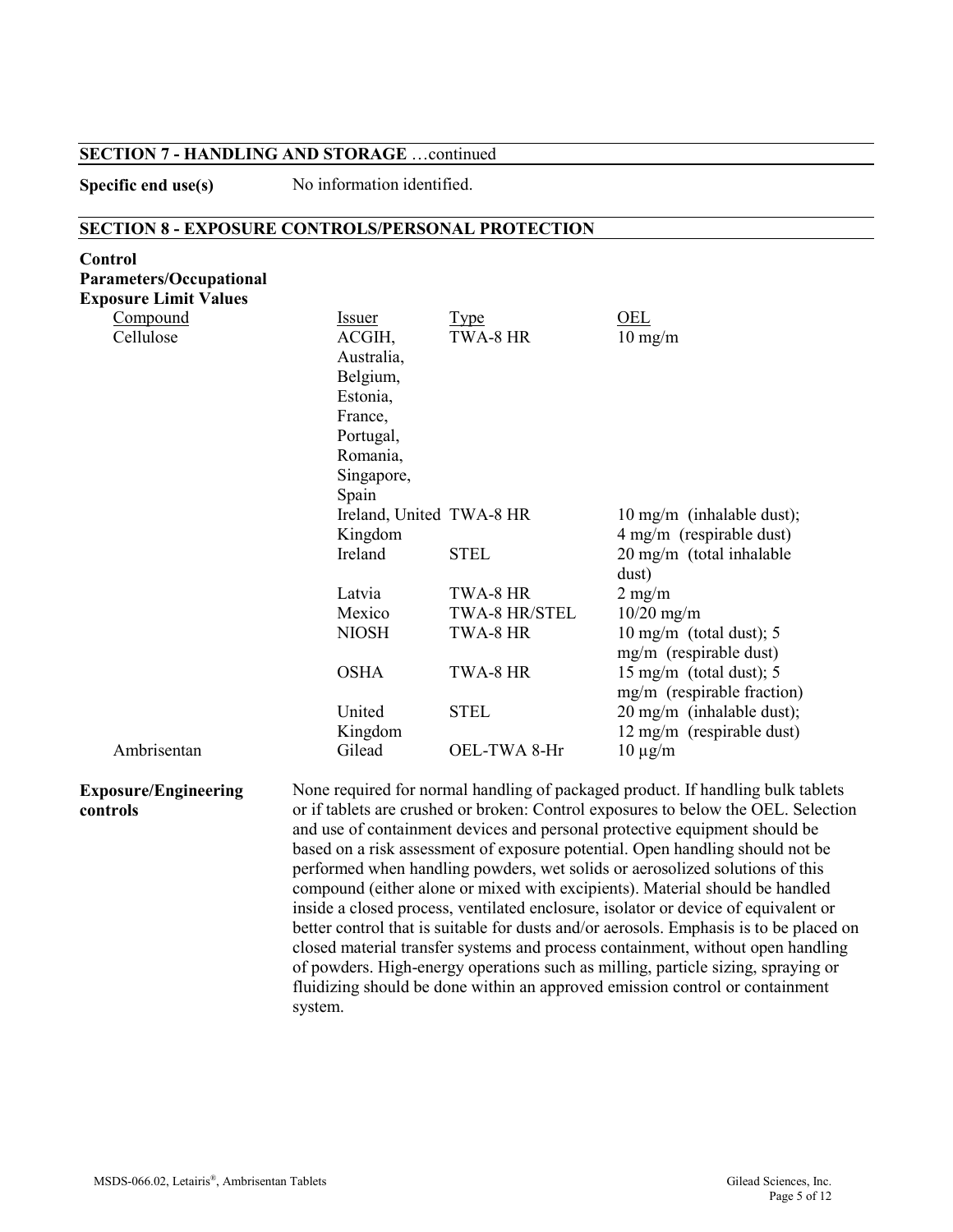## SECTION 7 - HANDLING AND STORAGE …continued

**Specific end use(s)** No information identified.

## SECTION 8 - EXPOSURE CONTROLS/PERSONAL PROTECTION

**Control Parameters/Occupational Exposure Limit Values**

| Compound | Issuer | Type | OEL |
|---|---|---|---|
| Cellulose | ACGIH, Australia, Belgium, Estonia, France, Portugal, Romania, Singapore, Spain | TWA-8 HR | 10 mg/m |
| | Ireland, United Kingdom | TWA-8 HR | 10 mg/m (inhalable dust); 4 mg/m (respirable dust) |
| | Ireland | STEL | 20 mg/m (total inhalable dust) |
| | Latvia | TWA-8 HR | 2 mg/m |
| | Mexico | TWA-8 HR/STEL | 10/20 mg/m |
| | NIOSH | TWA-8 HR | 10 mg/m (total dust); 5 mg/m (respirable dust) |
| | OSHA | TWA-8 HR | 15 mg/m (total dust); 5 mg/m (respirable fraction) |
| | United Kingdom | STEL | 20 mg/m (inhalable dust); 12 mg/m (respirable dust) |
| Ambrisentan | Gilead | OEL-TWA 8-Hr | 10 µg/m |

**Exposure/Engineering controls** None required for normal handling of packaged product. If handling bulk tablets or if tablets are crushed or broken: Control exposures to below the OEL. Selection and use of containment devices and personal protective equipment should be based on a risk assessment of exposure potential. Open handling should not be performed when handling powders, wet solids or aerosolized solutions of this compound (either alone or mixed with excipients). Material should be handled inside a closed process, ventilated enclosure, isolator or device of equivalent or better control that is suitable for dusts and/or aerosols. Emphasis is to be placed on closed material transfer systems and process containment, without open handling of powders. High-energy operations such as milling, particle sizing, spraying or fluidizing should be done within an approved emission control or containment system.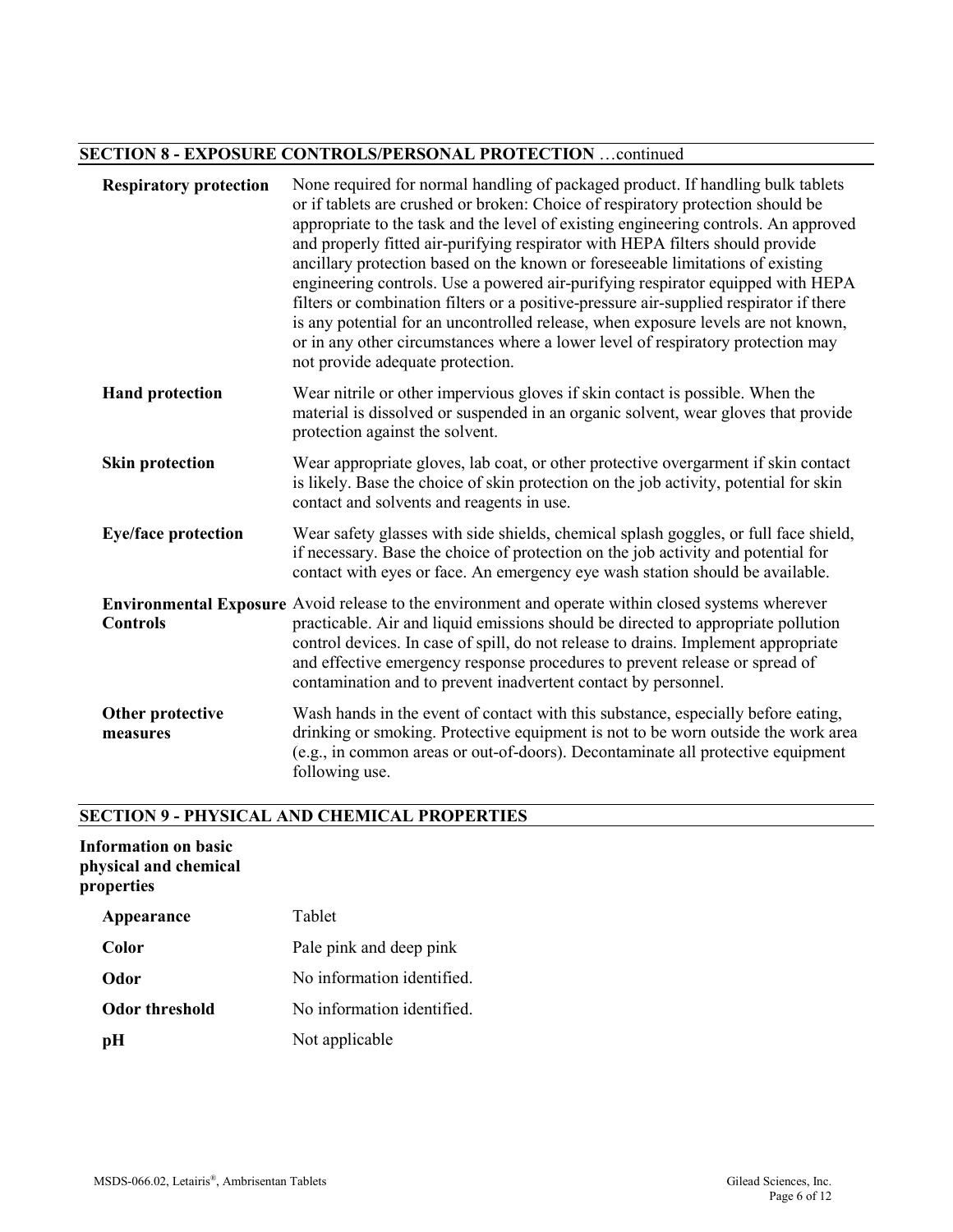## SECTION 8 - EXPOSURE CONTROLS/PERSONAL PROTECTION …continued

| | |
|---|---|
| **Respiratory protection** | None required for normal handling of packaged product. If handling bulk tablets or if tablets are crushed or broken: Choice of respiratory protection should be appropriate to the task and the level of existing engineering controls. An approved and properly fitted air-purifying respirator with HEPA filters should provide ancillary protection based on the known or foreseeable limitations of existing engineering controls. Use a powered air-purifying respirator equipped with HEPA filters or combination filters or a positive-pressure air-supplied respirator if there is any potential for an uncontrolled release, when exposure levels are not known, or in any other circumstances where a lower level of respiratory protection may not provide adequate protection. |
| **Hand protection** | Wear nitrile or other impervious gloves if skin contact is possible. When the material is dissolved or suspended in an organic solvent, wear gloves that provide protection against the solvent. |
| **Skin protection** | Wear appropriate gloves, lab coat, or other protective overgarment if skin contact is likely. Base the choice of skin protection on the job activity, potential for skin contact and solvents and reagents in use. |
| **Eye/face protection** | Wear safety glasses with side shields, chemical splash goggles, or full face shield, if necessary. Base the choice of protection on the job activity and potential for contact with eyes or face. An emergency eye wash station should be available. |
| **Environmental Exposure Controls** | Avoid release to the environment and operate within closed systems wherever practicable. Air and liquid emissions should be directed to appropriate pollution control devices. In case of spill, do not release to drains. Implement appropriate and effective emergency response procedures to prevent release or spread of contamination and to prevent inadvertent contact by personnel. |
| **Other protective measures** | Wash hands in the event of contact with this substance, especially before eating, drinking or smoking. Protective equipment is not to be worn outside the work area (e.g., in common areas or out-of-doors). Decontaminate all protective equipment following use. |

## SECTION 9 - PHYSICAL AND CHEMICAL PROPERTIES

**Information on basic physical and chemical properties**

| | |
|---|---|
| **Appearance** | Tablet |
| **Color** | Pale pink and deep pink |
| **Odor** | No information identified. |
| **Odor threshold** | No information identified. |
| **pH** | Not applicable |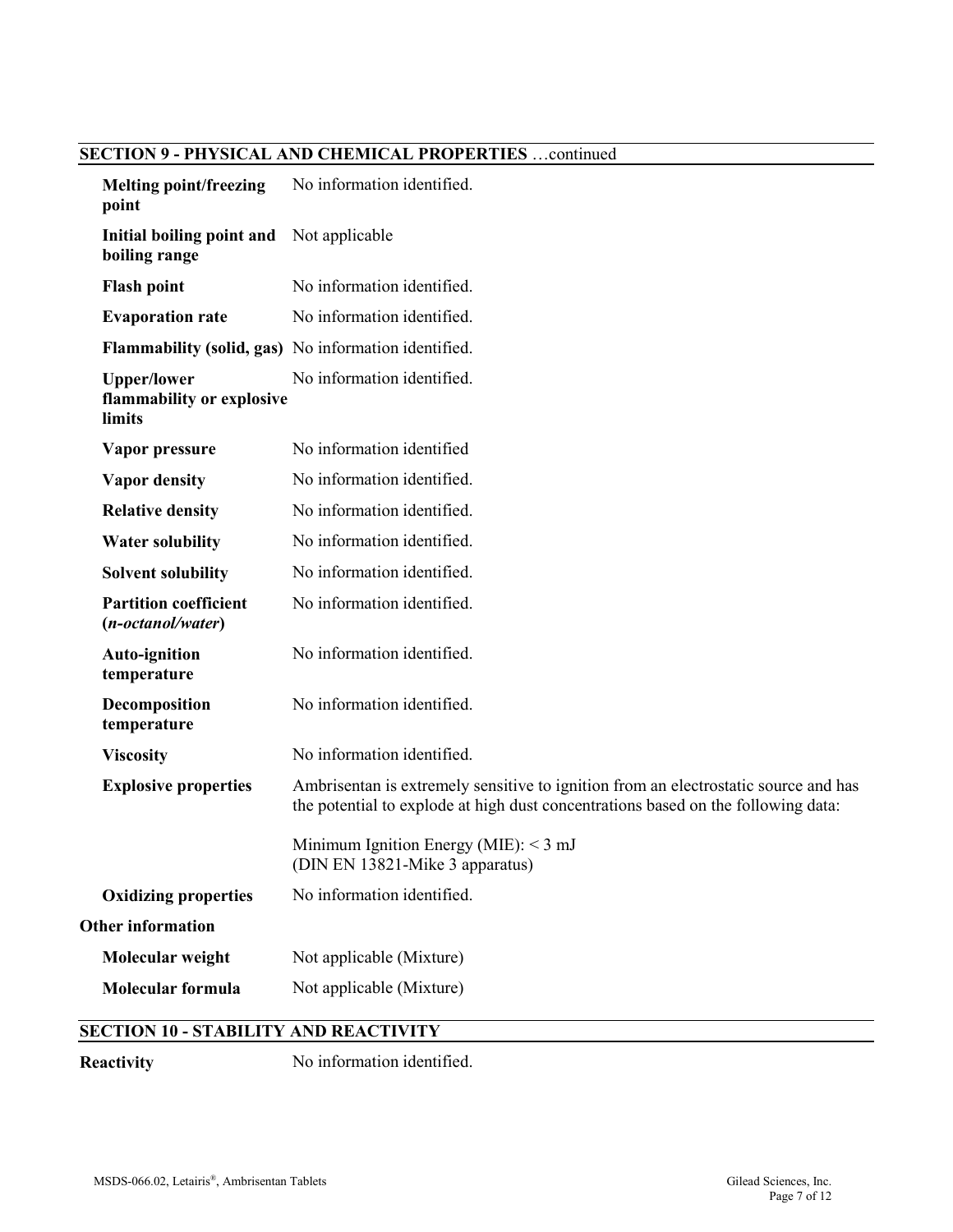## SECTION 9 - PHYSICAL AND CHEMICAL PROPERTIES …continued

| | |
|---|---|
| **Melting point/freezing point** | No information identified. |
| **Initial boiling point and boiling range** | Not applicable |
| **Flash point** | No information identified. |
| **Evaporation rate** | No information identified. |
| **Flammability (solid, gas)** | No information identified. |
| **Upper/lower flammability or explosive limits** | No information identified. |
| **Vapor pressure** | No information identified |
| **Vapor density** | No information identified. |
| **Relative density** | No information identified. |
| **Water solubility** | No information identified. |
| **Solvent solubility** | No information identified. |
| **Partition coefficient (*n-octanol/water*)** | No information identified. |
| **Auto-ignition temperature** | No information identified. |
| **Decomposition temperature** | No information identified. |
| **Viscosity** | No information identified. |
| **Explosive properties** | Ambrisentan is extremely sensitive to ignition from an electrostatic source and has the potential to explode at high dust concentrations based on the following data:<br><br>Minimum Ignition Energy (MIE): < 3 mJ<br>(DIN EN 13821-Mike 3 apparatus) |
| **Oxidizing properties** | No information identified. |

**Other information**

| | |
|---|---|
| **Molecular weight** | Not applicable (Mixture) |
| **Molecular formula** | Not applicable (Mixture) |

## SECTION 10 - STABILITY AND REACTIVITY

**Reactivity** No information identified.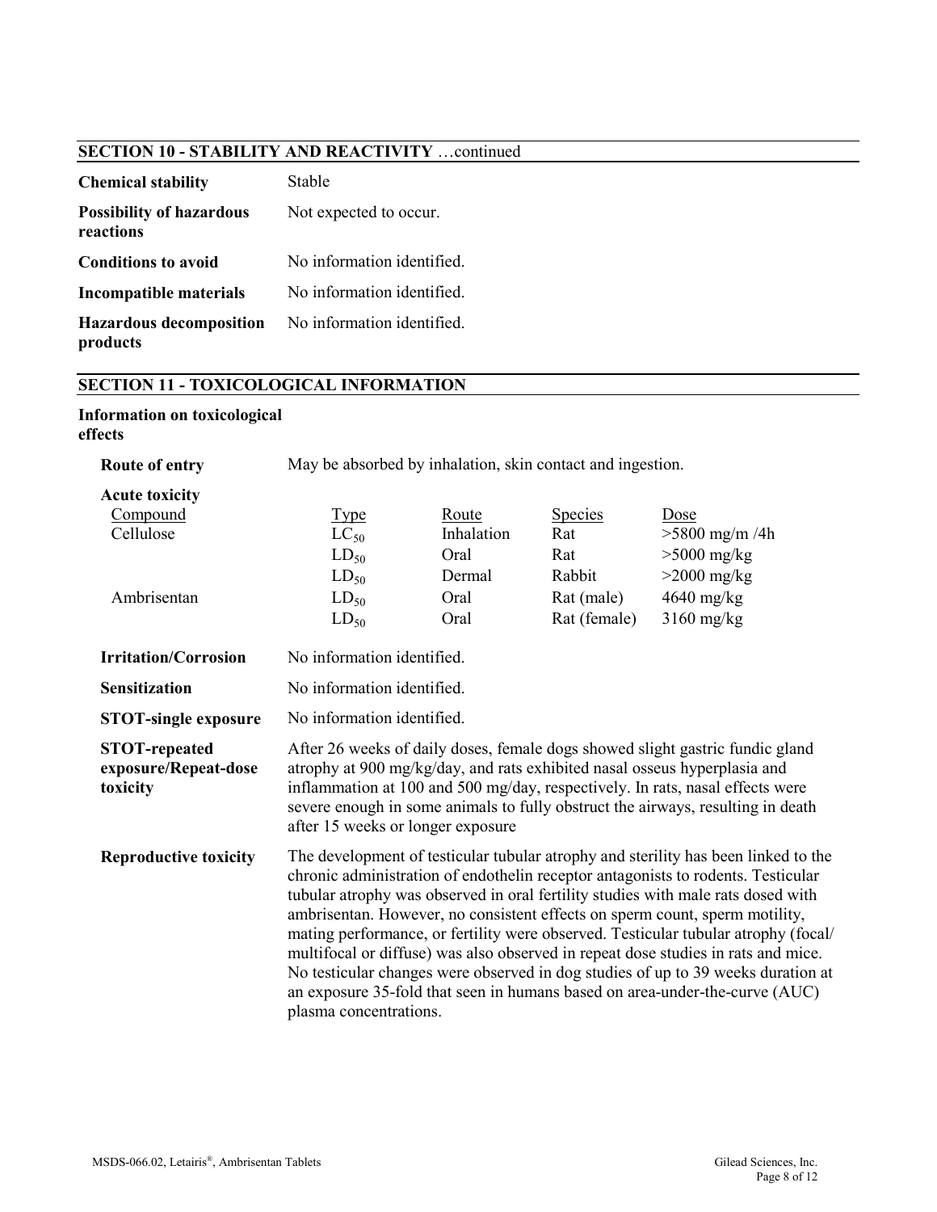## SECTION 10 - STABILITY AND REACTIVITY …continued

**Chemical stability** Stable

**Possibility of hazardous reactions** Not expected to occur.

**Conditions to avoid** No information identified.

**Incompatible materials** No information identified.

**Hazardous decomposition products** No information identified.

## SECTION 11 - TOXICOLOGICAL INFORMATION

**Information on toxicological effects**

**Route of entry** May be absorbed by inhalation, skin contact and ingestion.

**Acute toxicity**

| Compound | Type | Route | Species | Dose |
|---|---|---|---|---|
| Cellulose | $LC_{50}$ | Inhalation | Rat | >5800 mg/m /4h |
| | $LD_{50}$ | Oral | Rat | >5000 mg/kg |
| | $LD_{50}$ | Dermal | Rabbit | >2000 mg/kg |
| Ambrisentan | $LD_{50}$ | Oral | Rat (male) | 4640 mg/kg |
| | $LD_{50}$ | Oral | Rat (female) | 3160 mg/kg |

**Irritation/Corrosion** No information identified.

**Sensitization** No information identified.

**STOT-single exposure** No information identified.

**STOT-repeated exposure/Repeat-dose toxicity** After 26 weeks of daily doses, female dogs showed slight gastric fundic gland atrophy at 900 mg/kg/day, and rats exhibited nasal osseus hyperplasia and inflammation at 100 and 500 mg/day, respectively. In rats, nasal effects were severe enough in some animals to fully obstruct the airways, resulting in death after 15 weeks or longer exposure

**Reproductive toxicity** The development of testicular tubular atrophy and sterility has been linked to the chronic administration of endothelin receptor antagonists to rodents. Testicular tubular atrophy was observed in oral fertility studies with male rats dosed with ambrisentan. However, no consistent effects on sperm count, sperm motility, mating performance, or fertility were observed. Testicular tubular atrophy (focal/ multifocal or diffuse) was also observed in repeat dose studies in rats and mice. No testicular changes were observed in dog studies of up to 39 weeks duration at an exposure 35-fold that seen in humans based on area-under-the-curve (AUC) plasma concentrations.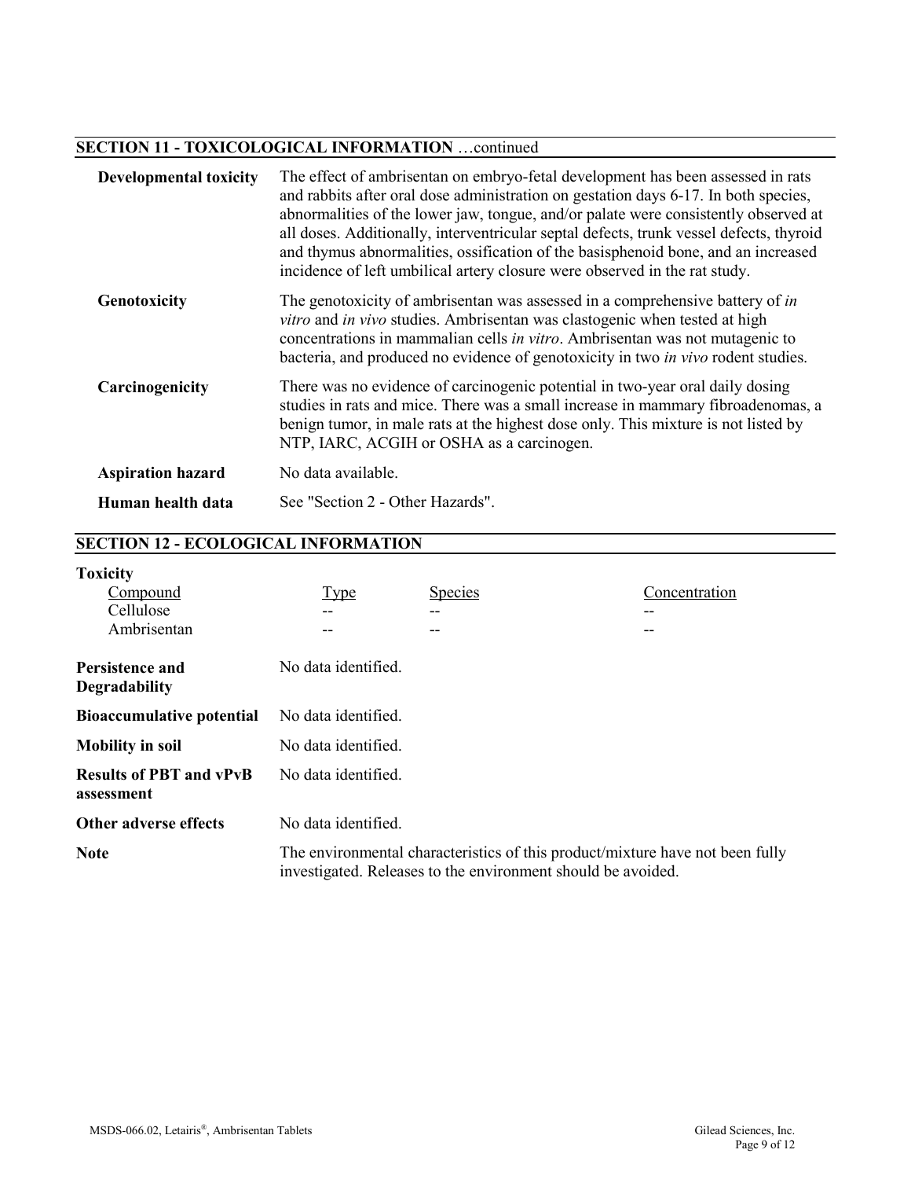## SECTION 11 - TOXICOLOGICAL INFORMATION …continued

**Developmental toxicity**
The effect of ambrisentan on embryo-fetal development has been assessed in rats and rabbits after oral dose administration on gestation days 6-17. In both species, abnormalities of the lower jaw, tongue, and/or palate were consistently observed at all doses. Additionally, interventricular septal defects, trunk vessel defects, thyroid and thymus abnormalities, ossification of the basisphenoid bone, and an increased incidence of left umbilical artery closure were observed in the rat study.

**Genotoxicity**
The genotoxicity of ambrisentan was assessed in a comprehensive battery of *in vitro* and *in vivo* studies. Ambrisentan was clastogenic when tested at high concentrations in mammalian cells *in vitro*. Ambrisentan was not mutagenic to bacteria, and produced no evidence of genotoxicity in two *in vivo* rodent studies.

**Carcinogenicity**
There was no evidence of carcinogenic potential in two-year oral daily dosing studies in rats and mice. There was a small increase in mammary fibroadenomas, a benign tumor, in male rats at the highest dose only. This mixture is not listed by NTP, IARC, ACGIH or OSHA as a carcinogen.

**Aspiration hazard**
No data available.

**Human health data**
See "Section 2 - Other Hazards".

## SECTION 12 - ECOLOGICAL INFORMATION

**Toxicity**

| Compound | Type | Species | Concentration |
|---|---|---|---|
| Cellulose | -- | -- | -- |
| Ambrisentan | -- | -- | -- |

**Persistence and Degradability**
No data identified.

**Bioaccumulative potential**
No data identified.

**Mobility in soil**
No data identified.

**Results of PBT and vPvB assessment**
No data identified.

**Other adverse effects**
No data identified.

**Note**
The environmental characteristics of this product/mixture have not been fully investigated. Releases to the environment should be avoided.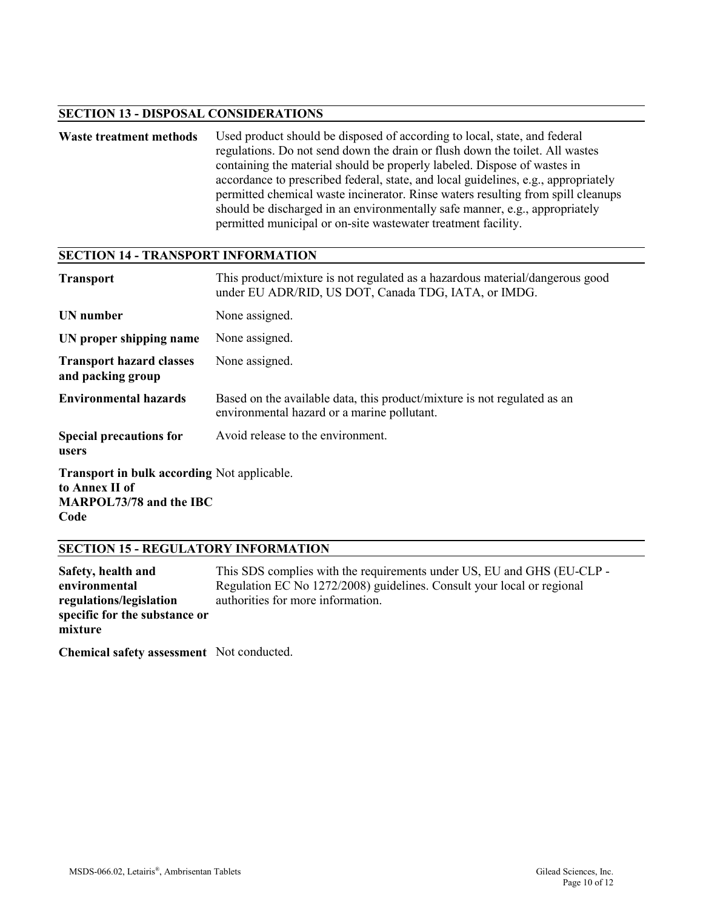## SECTION 13 - DISPOSAL CONSIDERATIONS

**Waste treatment methods** Used product should be disposed of according to local, state, and federal regulations. Do not send down the drain or flush down the toilet. All wastes containing the material should be properly labeled. Dispose of wastes in accordance to prescribed federal, state, and local guidelines, e.g., appropriately permitted chemical waste incinerator. Rinse waters resulting from spill cleanups should be discharged in an environmentally safe manner, e.g., appropriately permitted municipal or on-site wastewater treatment facility.

## SECTION 14 - TRANSPORT INFORMATION

**Transport** This product/mixture is not regulated as a hazardous material/dangerous good under EU ADR/RID, US DOT, Canada TDG, IATA, or IMDG.

**UN number** None assigned.

**UN proper shipping name** None assigned.

**Transport hazard classes and packing group** None assigned.

**Environmental hazards** Based on the available data, this product/mixture is not regulated as an environmental hazard or a marine pollutant.

**Special precautions for users** Avoid release to the environment.

**Transport in bulk according to Annex II of MARPOL73/78 and the IBC Code** Not applicable.

## SECTION 15 - REGULATORY INFORMATION

**Safety, health and environmental regulations/legislation specific for the substance or mixture** This SDS complies with the requirements under US, EU and GHS (EU-CLP - Regulation EC No 1272/2008) guidelines. Consult your local or regional authorities for more information.

**Chemical safety assessment** Not conducted.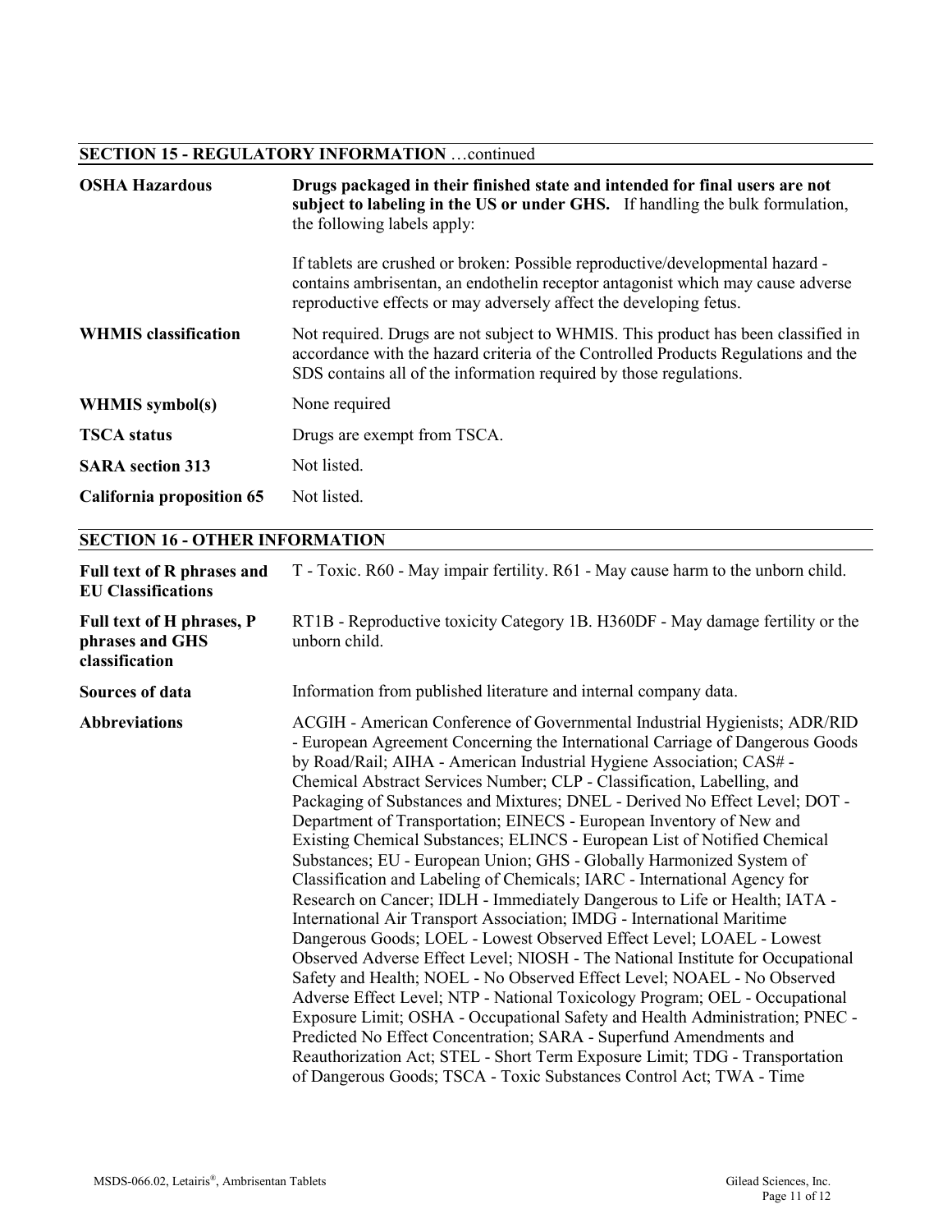## SECTION 15 - REGULATORY INFORMATION …continued

| | |
|---|---|
| **OSHA Hazardous** | **Drugs packaged in their finished state and intended for final users are not subject to labeling in the US or under GHS.** If handling the bulk formulation, the following labels apply:<br><br>If tablets are crushed or broken: Possible reproductive/developmental hazard - contains ambrisentan, an endothelin receptor antagonist which may cause adverse reproductive effects or may adversely affect the developing fetus. |
| **WHMIS classification** | Not required. Drugs are not subject to WHMIS. This product has been classified in accordance with the hazard criteria of the Controlled Products Regulations and the SDS contains all of the information required by those regulations. |
| **WHMIS symbol(s)** | None required |
| **TSCA status** | Drugs are exempt from TSCA. |
| **SARA section 313** | Not listed. |
| **California proposition 65** | Not listed. |

## SECTION 16 - OTHER INFORMATION

| | |
|---|---|
| **Full text of R phrases and EU Classifications** | T - Toxic. R60 - May impair fertility. R61 - May cause harm to the unborn child. |
| **Full text of H phrases, P phrases and GHS classification** | RT1B - Reproductive toxicity Category 1B. H360DF - May damage fertility or the unborn child. |
| **Sources of data** | Information from published literature and internal company data. |
| **Abbreviations** | ACGIH - American Conference of Governmental Industrial Hygienists; ADR/RID - European Agreement Concerning the International Carriage of Dangerous Goods by Road/Rail; AIHA - American Industrial Hygiene Association; CAS# - Chemical Abstract Services Number; CLP - Classification, Labelling, and Packaging of Substances and Mixtures; DNEL - Derived No Effect Level; DOT - Department of Transportation; EINECS - European Inventory of New and Existing Chemical Substances; ELINCS - European List of Notified Chemical Substances; EU - European Union; GHS - Globally Harmonized System of Classification and Labeling of Chemicals; IARC - International Agency for Research on Cancer; IDLH - Immediately Dangerous to Life or Health; IATA - International Air Transport Association; IMDG - International Maritime Dangerous Goods; LOEL - Lowest Observed Effect Level; LOAEL - Lowest Observed Adverse Effect Level; NIOSH - The National Institute for Occupational Safety and Health; NOEL - No Observed Effect Level; NOAEL - No Observed Adverse Effect Level; NTP - National Toxicology Program; OEL - Occupational Exposure Limit; OSHA - Occupational Safety and Health Administration; PNEC - Predicted No Effect Concentration; SARA - Superfund Amendments and Reauthorization Act; STEL - Short Term Exposure Limit; TDG - Transportation of Dangerous Goods; TSCA - Toxic Substances Control Act; TWA - Time |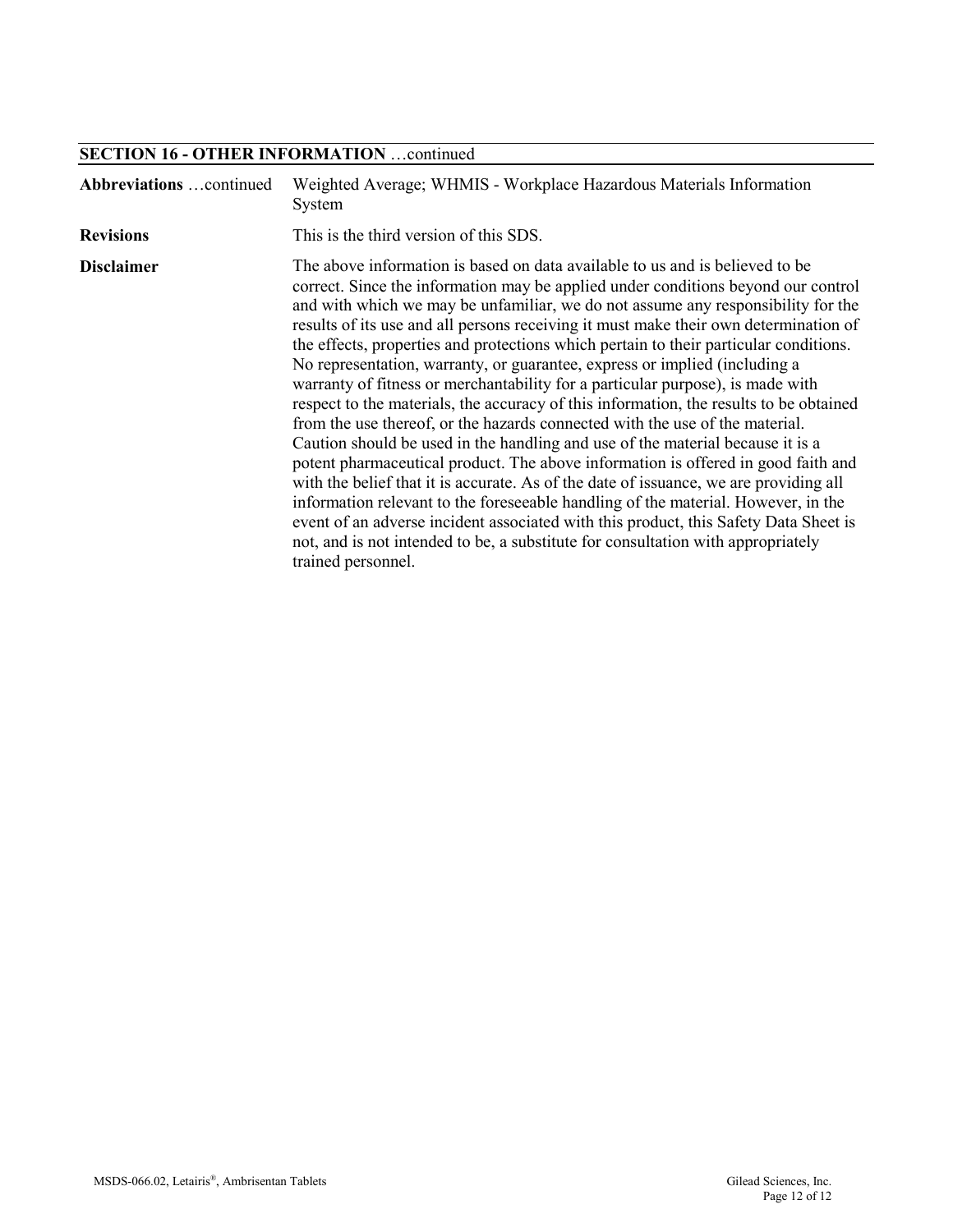## SECTION 16 - OTHER INFORMATION …continued

| | |
|---|---|
| **Abbreviations** …continued | Weighted Average; WHMIS - Workplace Hazardous Materials Information System |
| **Revisions** | This is the third version of this SDS. |
| **Disclaimer** | The above information is based on data available to us and is believed to be correct. Since the information may be applied under conditions beyond our control and with which we may be unfamiliar, we do not assume any responsibility for the results of its use and all persons receiving it must make their own determination of the effects, properties and protections which pertain to their particular conditions. No representation, warranty, or guarantee, express or implied (including a warranty of fitness or merchantability for a particular purpose), is made with respect to the materials, the accuracy of this information, the results to be obtained from the use thereof, or the hazards connected with the use of the material. Caution should be used in the handling and use of the material because it is a potent pharmaceutical product. The above information is offered in good faith and with the belief that it is accurate. As of the date of issuance, we are providing all information relevant to the foreseeable handling of the material. However, in the event of an adverse incident associated with this product, this Safety Data Sheet is not, and is not intended to be, a substitute for consultation with appropriately trained personnel. |